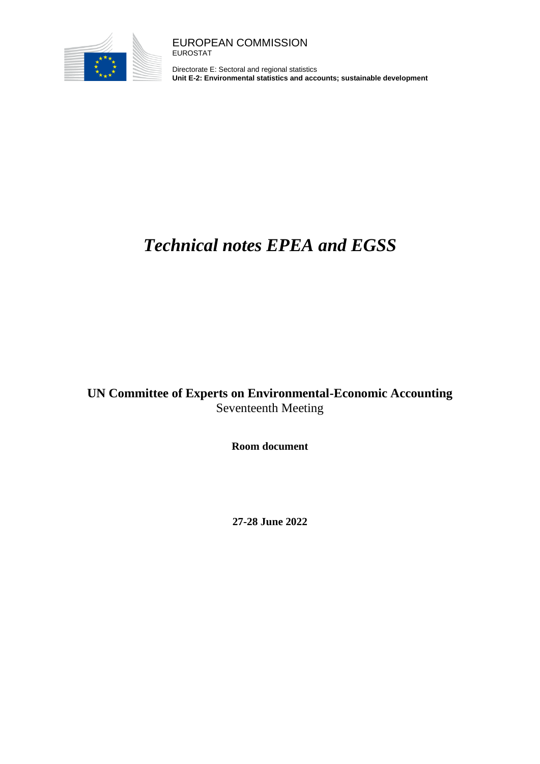EUROPEAN COMMISSION
EUROSTAT

Directorate E: Sectoral and regional statistics
**Unit E-2: Environmental statistics and accounts; sustainable development**

# *Technical notes EPEA and EGSS*

**UN Committee of Experts on Environmental-Economic Accounting**
Seventeenth Meeting

**Room document**

**27-28 June 2022**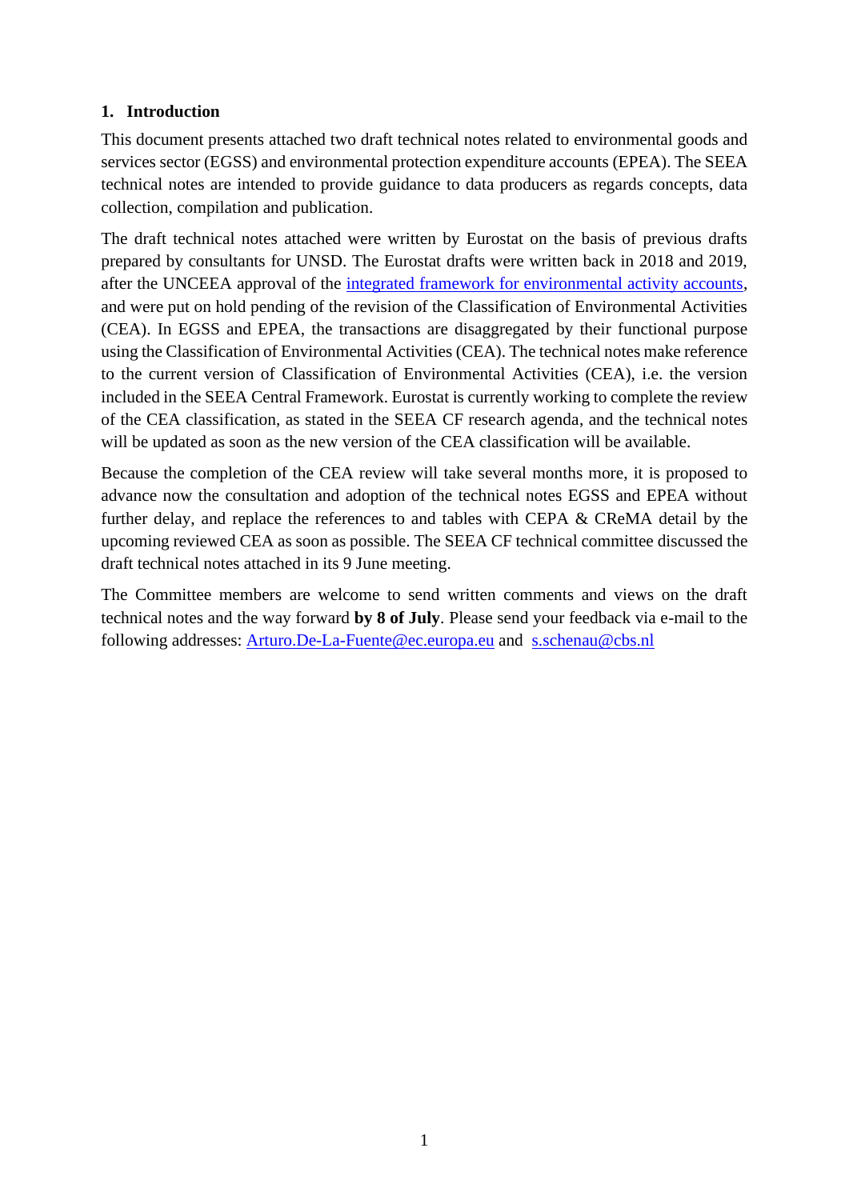## 1. Introduction

This document presents attached two draft technical notes related to environmental goods and services sector (EGSS) and environmental protection expenditure accounts (EPEA). The SEEA technical notes are intended to provide guidance to data producers as regards concepts, data collection, compilation and publication.

The draft technical notes attached were written by Eurostat on the basis of previous drafts prepared by consultants for UNSD. The Eurostat drafts were written back in 2018 and 2019, after the UNCEEA approval of the integrated framework for environmental activity accounts, and were put on hold pending of the revision of the Classification of Environmental Activities (CEA). In EGSS and EPEA, the transactions are disaggregated by their functional purpose using the Classification of Environmental Activities (CEA). The technical notes make reference to the current version of Classification of Environmental Activities (CEA), i.e. the version included in the SEEA Central Framework. Eurostat is currently working to complete the review of the CEA classification, as stated in the SEEA CF research agenda, and the technical notes will be updated as soon as the new version of the CEA classification will be available.

Because the completion of the CEA review will take several months more, it is proposed to advance now the consultation and adoption of the technical notes EGSS and EPEA without further delay, and replace the references to and tables with CEPA & CReMA detail by the upcoming reviewed CEA as soon as possible. The SEEA CF technical committee discussed the draft technical notes attached in its 9 June meeting.

The Committee members are welcome to send written comments and views on the draft technical notes and the way forward **by 8 of July**. Please send your feedback via e-mail to the following addresses: Arturo.De-La-Fuente@ec.europa.eu and s.schenau@cbs.nl